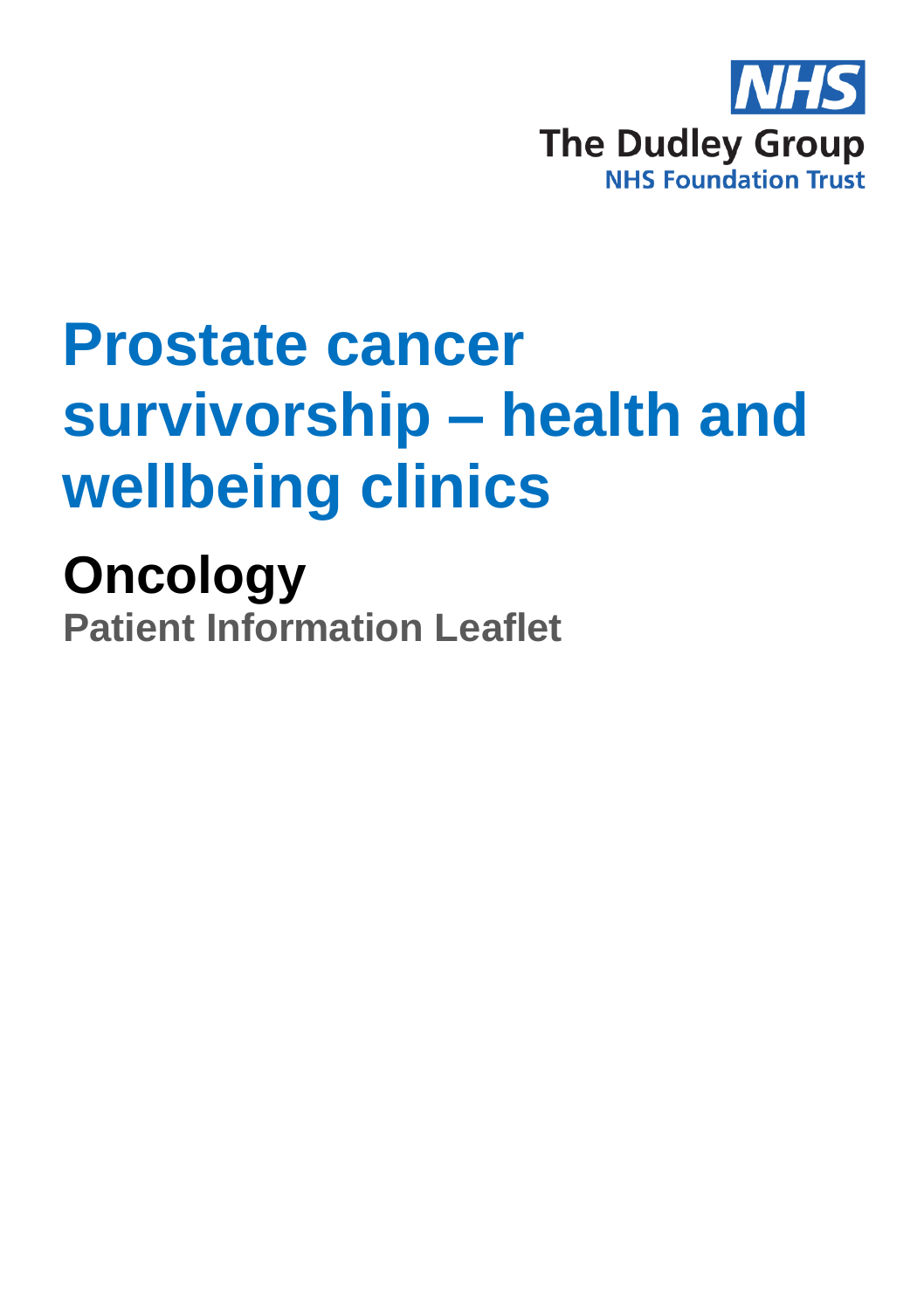NHS

The Dudley Group
NHS Foundation Trust

# Prostate cancer survivorship – health and wellbeing clinics

## Oncology

**Patient Information Leaflet**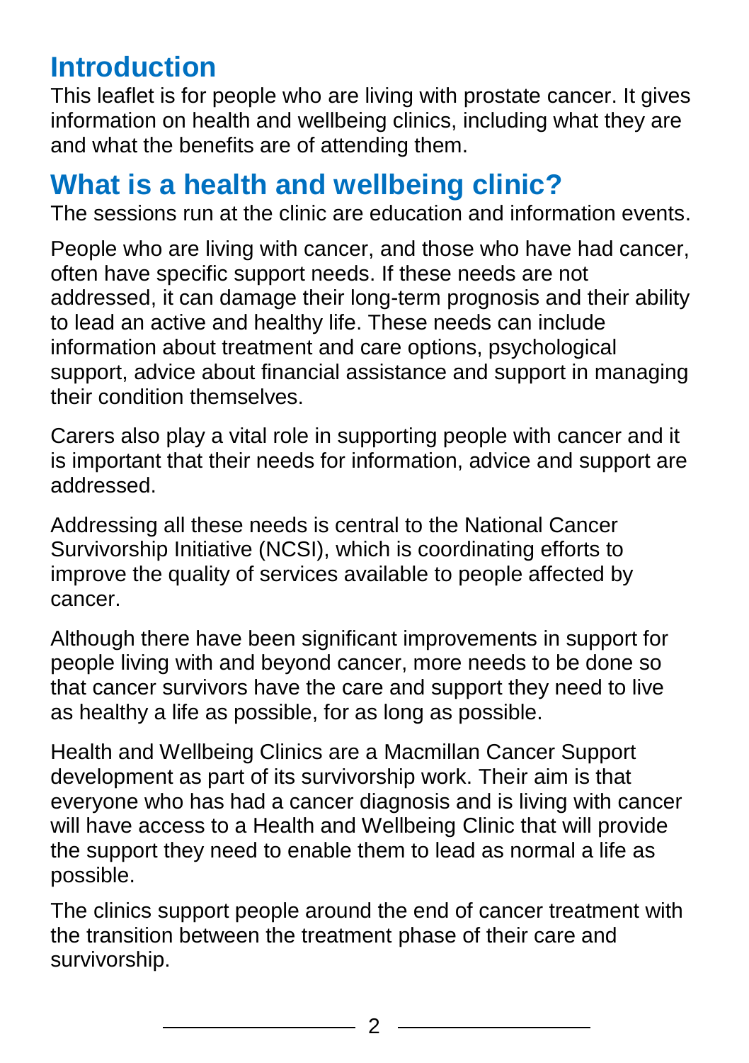## Introduction

This leaflet is for people who are living with prostate cancer. It gives information on health and wellbeing clinics, including what they are and what the benefits are of attending them.

## What is a health and wellbeing clinic?

The sessions run at the clinic are education and information events.

People who are living with cancer, and those who have had cancer, often have specific support needs. If these needs are not addressed, it can damage their long-term prognosis and their ability to lead an active and healthy life. These needs can include information about treatment and care options, psychological support, advice about financial assistance and support in managing their condition themselves.

Carers also play a vital role in supporting people with cancer and it is important that their needs for information, advice and support are addressed.

Addressing all these needs is central to the National Cancer Survivorship Initiative (NCSI), which is coordinating efforts to improve the quality of services available to people affected by cancer.

Although there have been significant improvements in support for people living with and beyond cancer, more needs to be done so that cancer survivors have the care and support they need to live as healthy a life as possible, for as long as possible.

Health and Wellbeing Clinics are a Macmillan Cancer Support development as part of its survivorship work. Their aim is that everyone who has had a cancer diagnosis and is living with cancer will have access to a Health and Wellbeing Clinic that will provide the support they need to enable them to lead as normal a life as possible.

The clinics support people around the end of cancer treatment with the transition between the treatment phase of their care and survivorship.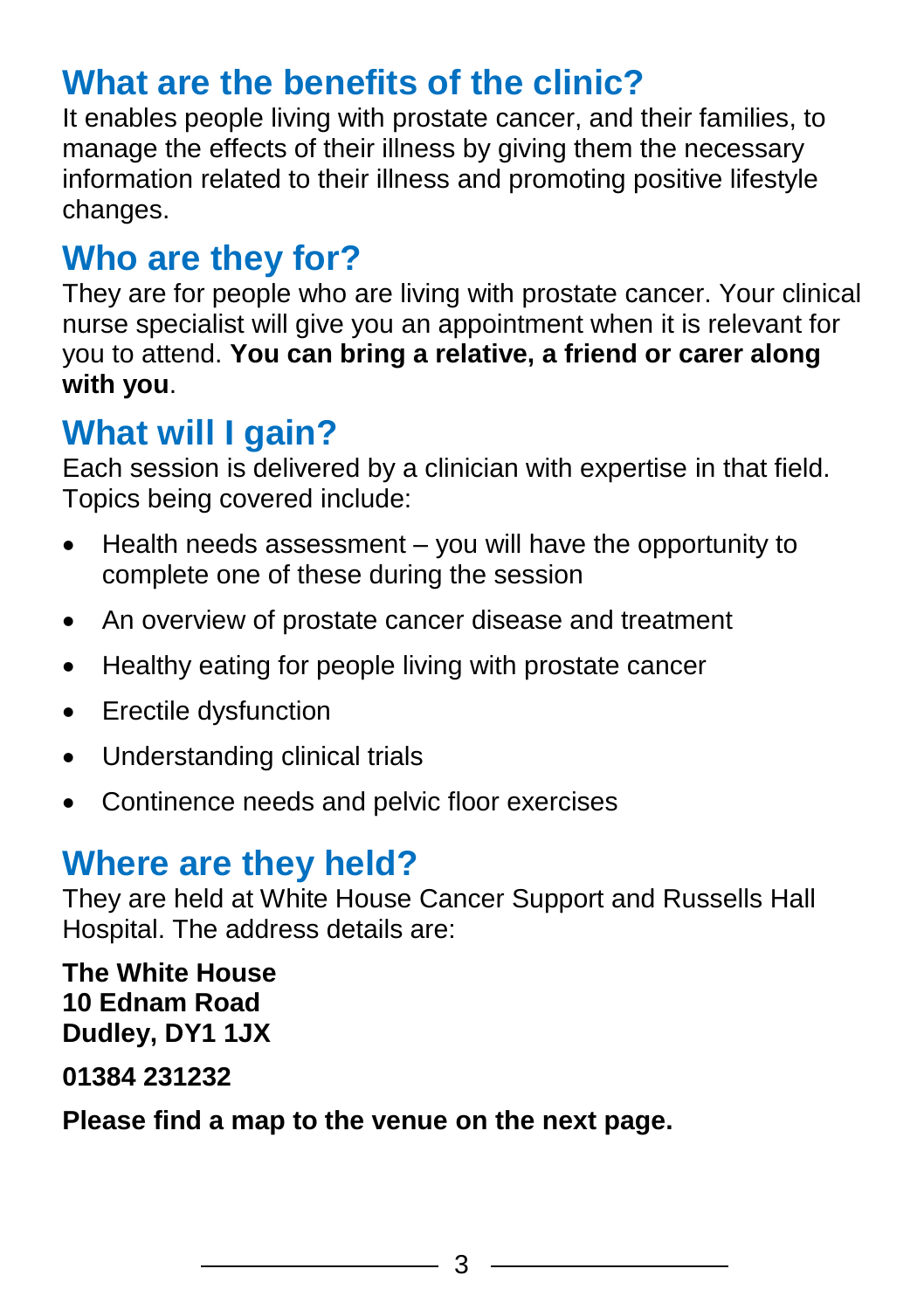## What are the benefits of the clinic?

It enables people living with prostate cancer, and their families, to manage the effects of their illness by giving them the necessary information related to their illness and promoting positive lifestyle changes.

## Who are they for?

They are for people who are living with prostate cancer. Your clinical nurse specialist will give you an appointment when it is relevant for you to attend. **You can bring a relative, a friend or carer along with you**.

## What will I gain?

Each session is delivered by a clinician with expertise in that field. Topics being covered include:

- Health needs assessment – you will have the opportunity to complete one of these during the session
- An overview of prostate cancer disease and treatment
- Healthy eating for people living with prostate cancer
- Erectile dysfunction
- Understanding clinical trials
- Continence needs and pelvic floor exercises

## Where are they held?

They are held at White House Cancer Support and Russells Hall Hospital. The address details are:

**The White House**
**10 Ednam Road**
**Dudley, DY1 1JX**

**01384 231232**

**Please find a map to the venue on the next page.**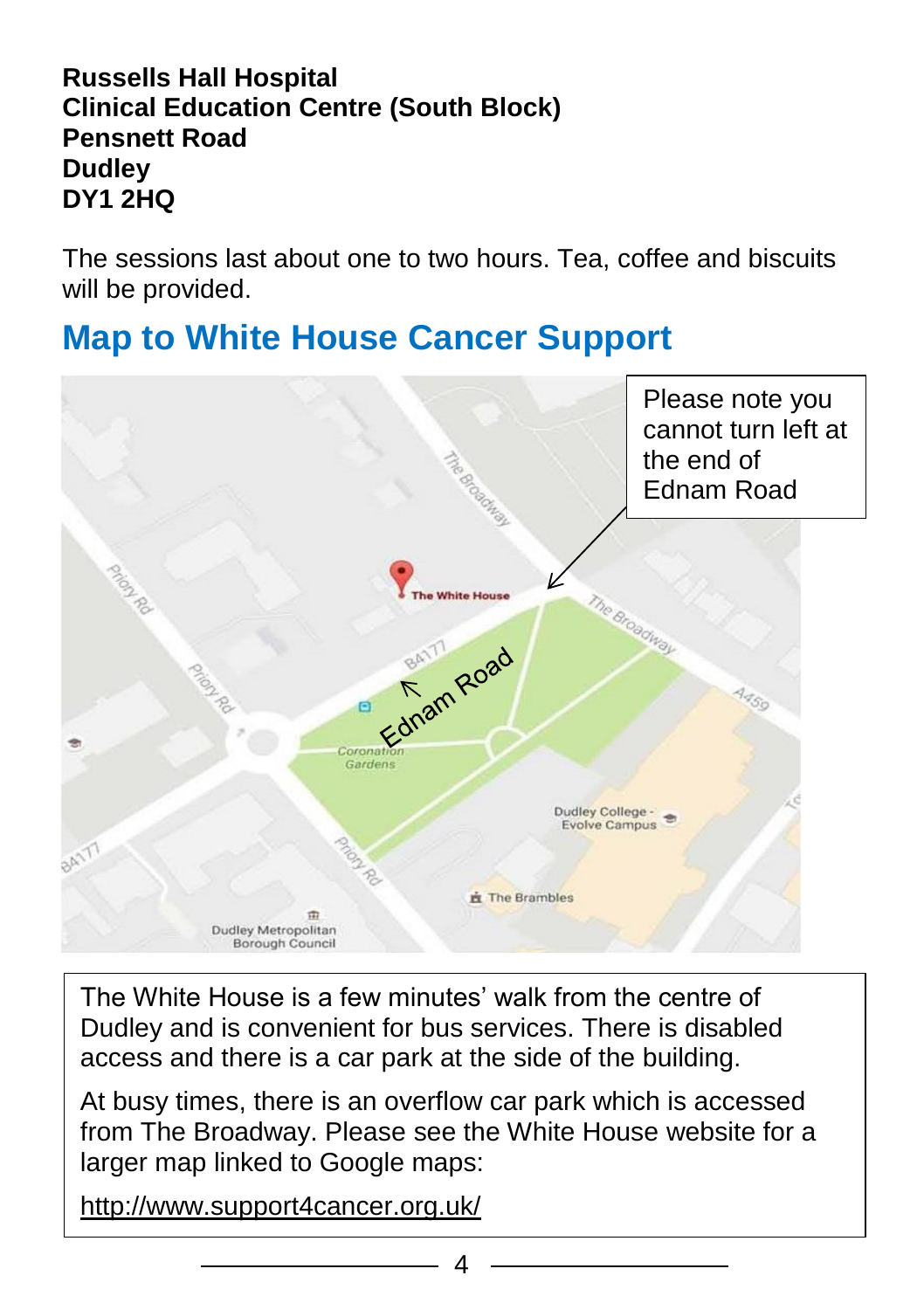**Russells Hall Hospital**
**Clinical Education Centre (South Block)**
**Pensnett Road**
**Dudley**
**DY1 2HQ**

The sessions last about one to two hours. Tea, coffee and biscuits will be provided.

## Map to White House Cancer Support

Please note you cannot turn left at the end of Ednam Road

The White House is a few minutes' walk from the centre of Dudley and is convenient for bus services. There is disabled access and there is a car park at the side of the building.

At busy times, there is an overflow car park which is accessed from The Broadway. Please see the White House website for a larger map linked to Google maps:

http://www.support4cancer.org.uk/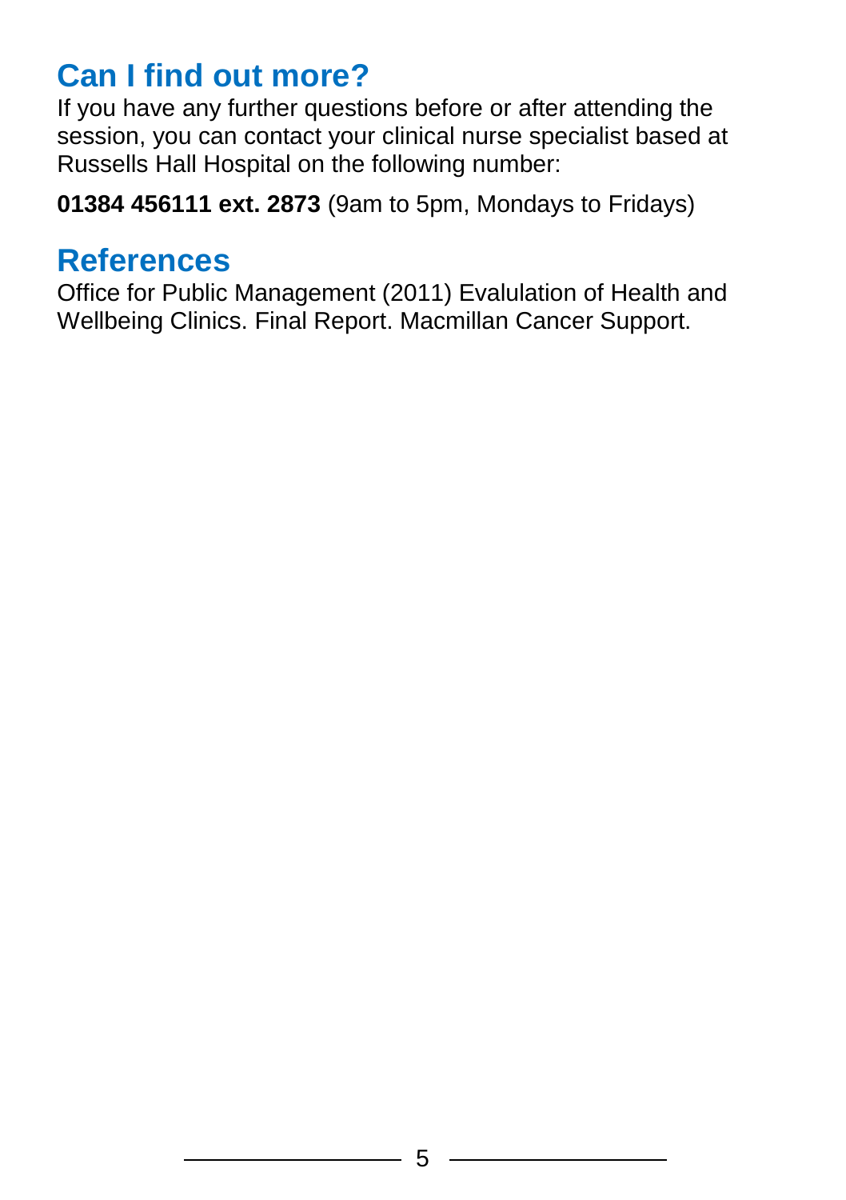## Can I find out more?

If you have any further questions before or after attending the session, you can contact your clinical nurse specialist based at Russells Hall Hospital on the following number:

**01384 456111 ext. 2873** (9am to 5pm, Mondays to Fridays)

## References

Office for Public Management (2011) Evalulation of Health and Wellbeing Clinics. Final Report. Macmillan Cancer Support.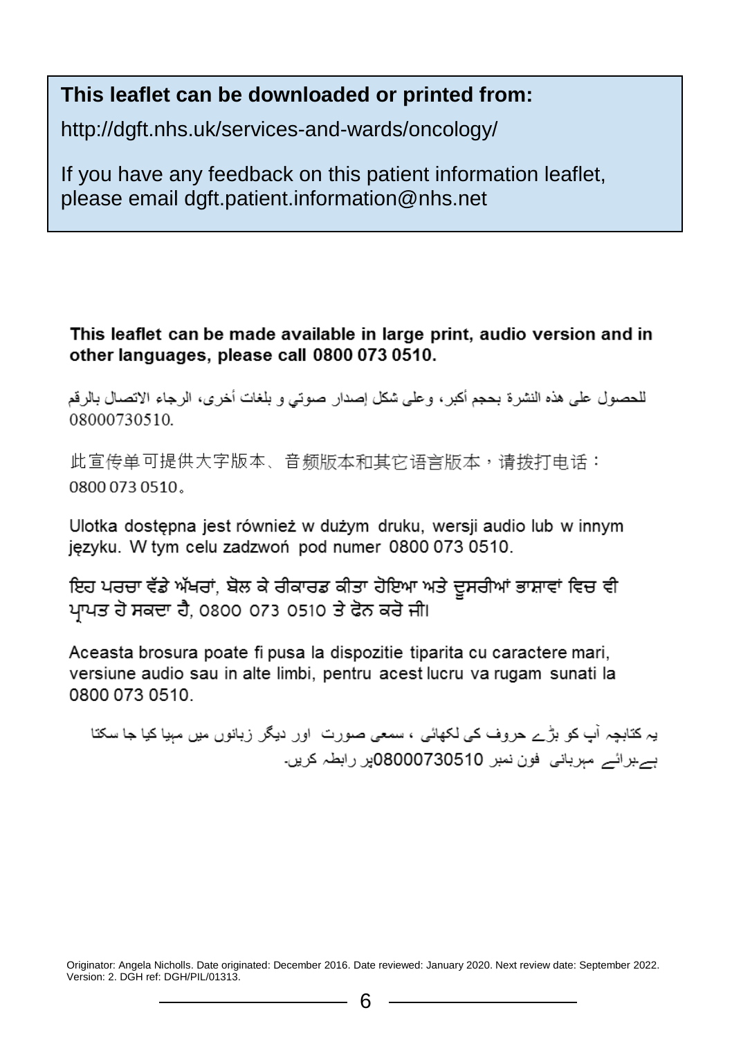**This leaflet can be downloaded or printed from:**

http://dgft.nhs.uk/services-and-wards/oncology/

If you have any feedback on this patient information leaflet, please email dgft.patient.information@nhs.net

**This leaflet can be made available in large print, audio version and in other languages, please call 0800 073 0510.**

للحصول على هذه النشرة بحجم أكبر، وعلى شكل إصدار صوتي و بلغات أخرى، الرجاء الاتصال بالرقم 08000730510.

此宣传单可提供大字版本、音频版本和其它语言版本，请拨打电话：0800 073 0510。

Ulotka dostępna jest również w dużym druku, wersji audio lub w innym języku. W tym celu zadzwoń pod numer 0800 073 0510.

ਇਹ ਪਰਚਾ ਵੱਡੇ ਅੱਖਰਾਂ, ਬੋਲ ਕੇ ਰੀਕਾਰਡ ਕੀਤਾ ਹੋਇਆ ਅਤੇ ਦੂਸਰੀਆਂ ਭਾਸ਼ਾਵਾਂ ਵਿਚ ਵੀ ਪ੍ਰਾਪਤ ਹੋ ਸਕਦਾ ਹੈ, 0800 073 0510 ਤੇ ਫੋਨ ਕਰੋ ਜੀ।

Aceasta brosura poate fi pusa la dispozitie tiparita cu caractere mari, versiune audio sau in alte limbi, pentru acest lucru va rugam sunati la 0800 073 0510.

یہ کتابچہ آپ کو بڑے حروف کی لکھائی ، سمعی صورت اور دیگر زبانوں میں مہیا کیا جا سکتا ہے۔برائے مہربانی فون نمبر 08000730510پر رابطہ کریں۔

Originator: Angela Nicholls. Date originated: December 2016. Date reviewed: January 2020. Next review date: September 2022. Version: 2. DGH ref: DGH/PIL/01313.